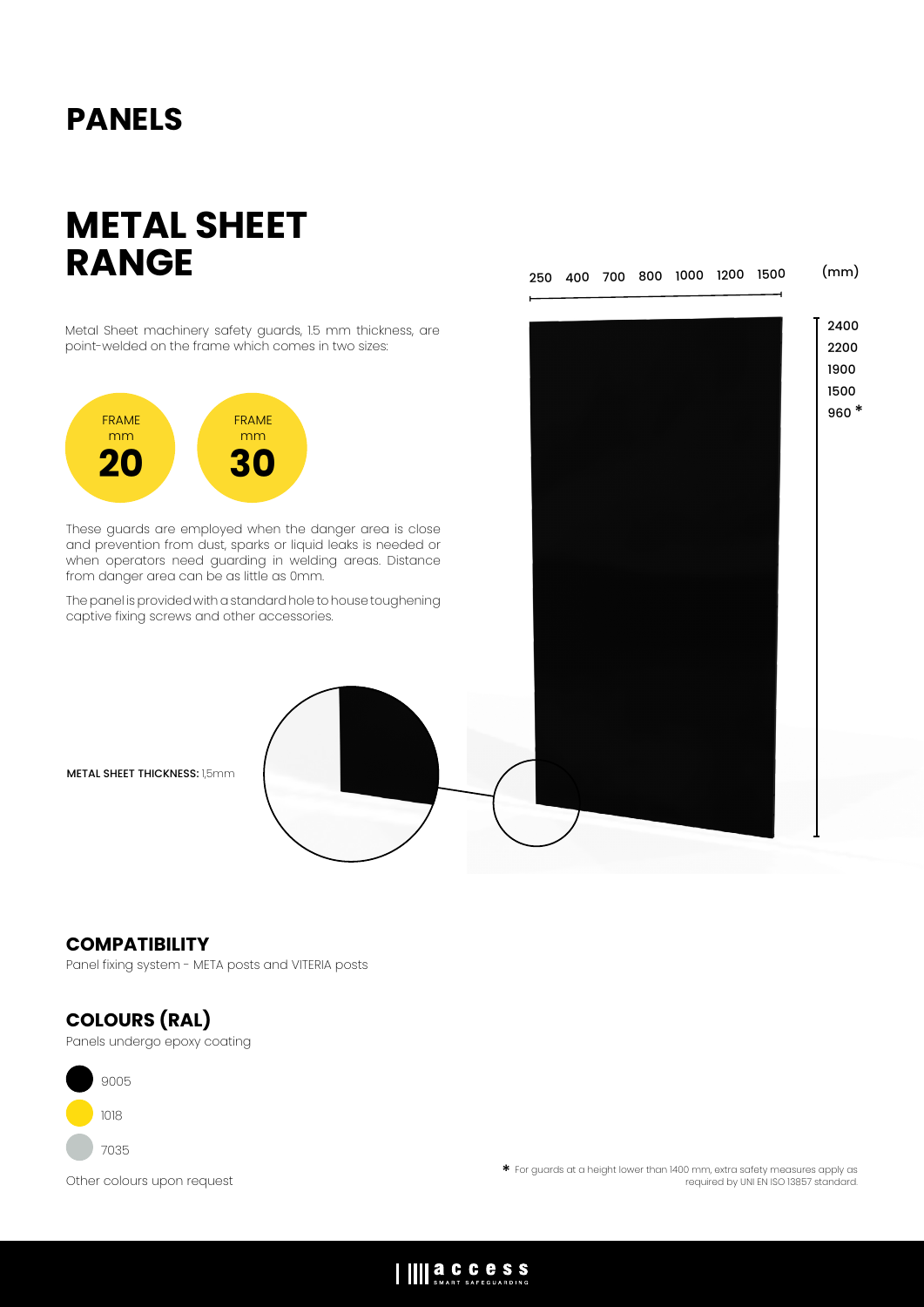# PANELS

## METAL SHEET RANGE

Metal Sheet machinery safety guards, 1.5 mm thickness, are point-welded on the frame which comes in two sizes:

FRAME mm **20**

FRAME mm **30**

These guards are employed when the danger area is close and prevention from dust, sparks or liquid leaks is needed or when operators need guarding in welding areas. Distance from danger area can be as little as 0mm.

The panel is provided with a standard hole to house toughening captive fixing screws and other accessories.

**METAL SHEET THICKNESS:** 1,5mm

250 400 700 800 1000 1200 1500 (mm)

2400
2200
1900
1500
960 *

### COMPATIBILITY

Panel fixing system - META posts and VITERIA posts

### COLOURS (RAL)

Panels undergo epoxy coating

- 9005
- 1018
- 7035

Other colours upon request

* For guards at a height lower than 1400 mm, extra safety measures apply as required by UNI EN ISO 13857 standard.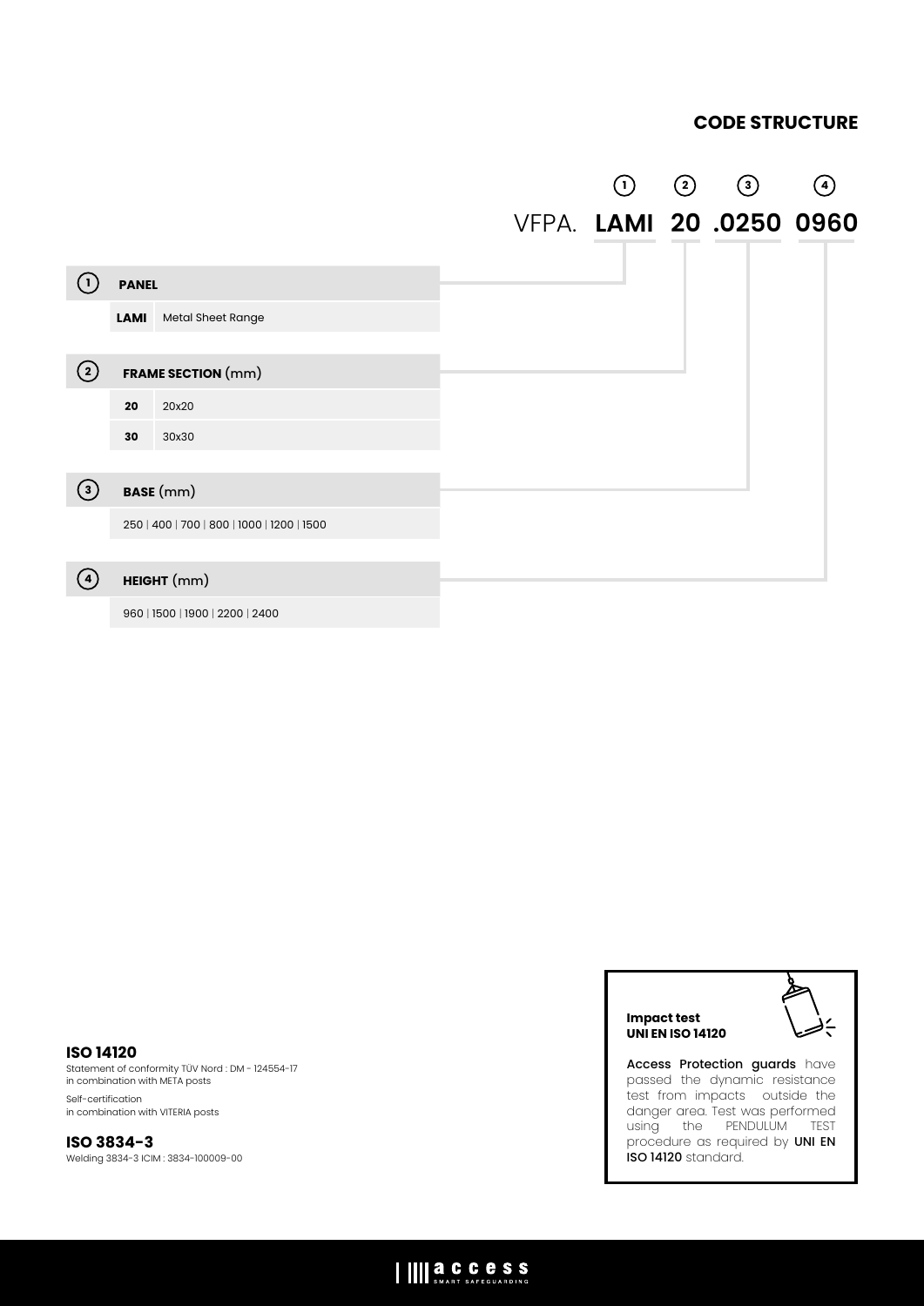## CODE STRUCTURE

VFPA. **LAMI** **20** **.0250** **0960**

(1) LAMI — (2) 20 — (3) .0250 — (4) 0960

### (1) PANEL

| | |
|---|---|
| **LAMI** | Metal Sheet Range |

### (2) FRAME SECTION (mm)

| | |
|---|---|
| **20** | 20x20 |
| **30** | 30x30 |

### (3) BASE (mm)

250 | 400 | 700 | 800 | 1000 | 1200 | 1500

### (4) HEIGHT (mm)

960 | 1500 | 1900 | 2200 | 2400

**ISO 14120**

Statement of conformity TÜV Nord : DM - 124554-17
in combination with META posts

Self-certification
in combination with VITERIA posts

**ISO 3834-3**

Welding 3834-3 ICIM : 3834-100009-00

**Impact test**
**UNI EN ISO 14120**

**Access Protection guards** have passed the dynamic resistance test from impacts outside the danger area. Test was performed using the PENDULUM TEST procedure as required by **UNI EN ISO 14120** standard.